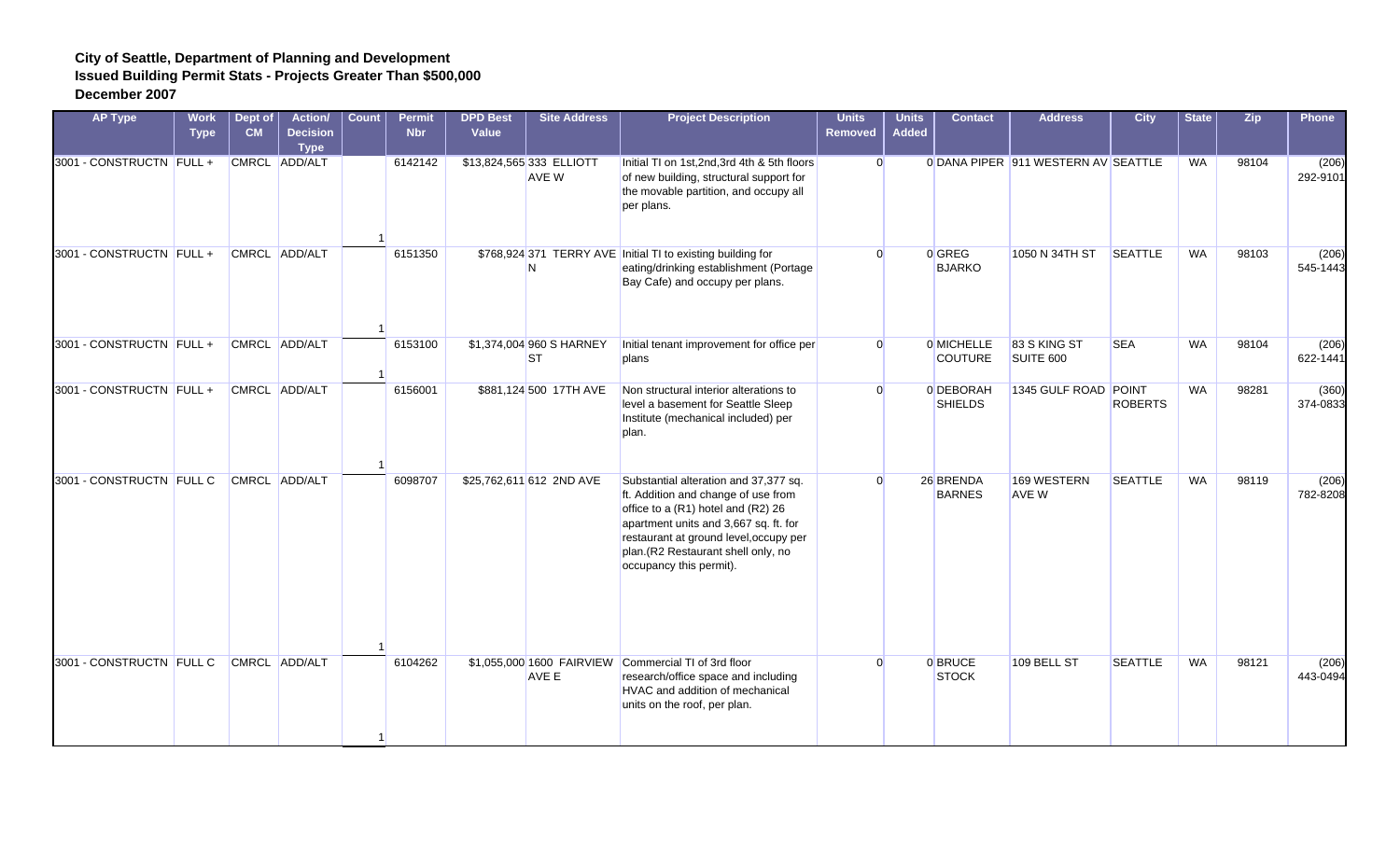**City of Seattle, Department of Planning and Development**
**Issued Building Permit Stats - Projects Greater Than $500,000**
**December 2007**

| AP Type | Work Type | Dept of CM | Action/ Decision Type | Count | Permit Nbr | DPD Best Value | Site Address | Project Description | Units Removed | Units Added | Contact | Address | City | State | Zip | Phone |
|---|---|---|---|---|---|---|---|---|---|---|---|---|---|---|---|---|
| 3001 - CONSTRUCTN | FULL + | CMRCL | ADD/ALT | 1 | 6142142 | $13,824,565 | 333 ELLIOTT AVE W | Initial TI on 1st,2nd,3rd 4th & 5th floors of new building, structural support for the movable partition, and occupy all per plans. | 0 | 0 | DANA PIPER | 911 WESTERN AV | SEATTLE | WA | 98104 | (206) 292-9101 |
| 3001 - CONSTRUCTN | FULL + | CMRCL | ADD/ALT | 1 | 6151350 | $768,924 | 371 TERRY AVE N | Initial TI to existing building for eating/drinking establishment (Portage Bay Cafe) and occupy per plans. | 0 | 0 | GREG BJARKO | 1050 N 34TH ST | SEATTLE | WA | 98103 | (206) 545-1443 |
| 3001 - CONSTRUCTN | FULL + | CMRCL | ADD/ALT | 1 | 6153100 | $1,374,004 | 960 S HARNEY ST | Initial tenant improvement for office per plans | 0 | 0 | MICHELLE COUTURE | 83 S KING ST SUITE 600 | SEA | WA | 98104 | (206) 622-1441 |
| 3001 - CONSTRUCTN | FULL + | CMRCL | ADD/ALT | 1 | 6156001 | $881,124 | 500 17TH AVE | Non structural interior alterations to level a basement for Seattle Sleep Institute (mechanical included) per plan. | 0 | 0 | DEBORAH SHIELDS | 1345 GULF ROAD | POINT ROBERTS | WA | 98281 | (360) 374-0833 |
| 3001 - CONSTRUCTN | FULL C | CMRCL | ADD/ALT | 1 | 6098707 | $25,762,611 | 612 2ND AVE | Substantial alteration and 37,377 sq. ft. Addition and change of use from office to a (R1) hotel and (R2) 26 apartment units and 3,667 sq. ft. for restaurant at ground level,occupy per plan.(R2 Restaurant shell only, no occupancy this permit). | 0 | 26 | BRENDA BARNES | 169 WESTERN AVE W | SEATTLE | WA | 98119 | (206) 782-8208 |
| 3001 - CONSTRUCTN | FULL C | CMRCL | ADD/ALT | 1 | 6104262 | $1,055,000 | 1600 FAIRVIEW AVE E | Commercial TI of 3rd floor research/office space and including HVAC and addition of mechanical units on the roof, per plan. | 0 | 0 | BRUCE STOCK | 109 BELL ST | SEATTLE | WA | 98121 | (206) 443-0494 |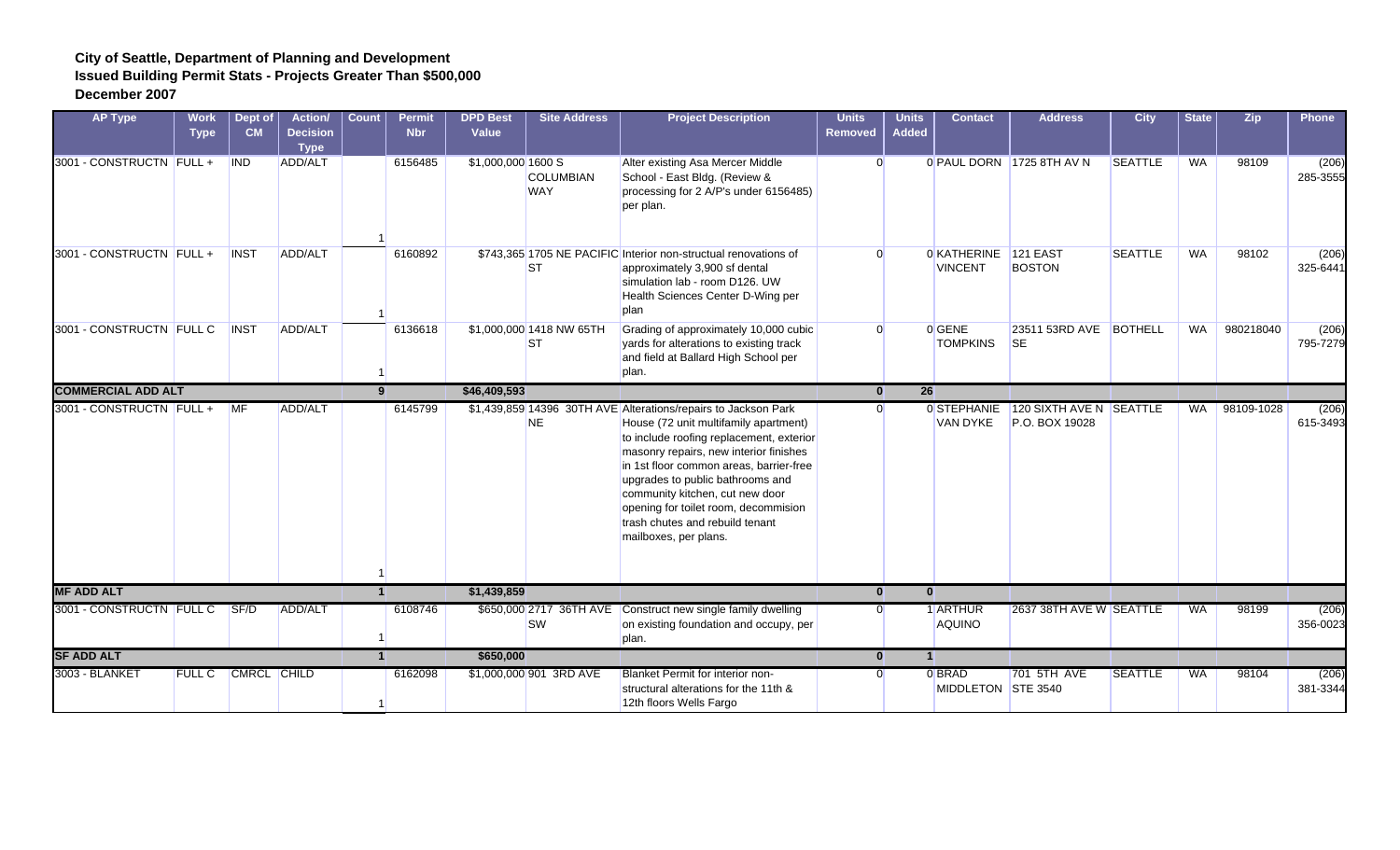**City of Seattle, Department of Planning and Development**
**Issued Building Permit Stats - Projects Greater Than $500,000**
**December 2007**

| AP Type | Work Type | Dept of CM | Action/ Decision Type | Count | Permit Nbr | DPD Best Value | Site Address | Project Description | Units Removed | Units Added | Contact | Address | City | State | Zip | Phone |
|---|---|---|---|---|---|---|---|---|---|---|---|---|---|---|---|---|
| 3001 - CONSTRUCTN | FULL + | IND | ADD/ALT | 1 | 6156485 | $1,000,000 | 1600 S COLUMBIAN WAY | Alter existing Asa Mercer Middle School - East Bldg. (Review & processing for 2 A/P's under 6156485) per plan. | 0 | 0 | PAUL DORN | 1725 8TH AV N | SEATTLE | WA | 98109 | (206) 285-3555 |
| 3001 - CONSTRUCTN | FULL + | INST | ADD/ALT | 1 | 6160892 | $743,365 | 1705 NE PACIFIC ST | Interior non-structual renovations of approximately 3,900 sf dental simulation lab - room D126. UW Health Sciences Center D-Wing per plan | 0 | 0 | KATHERINE VINCENT | 121 EAST BOSTON | SEATTLE | WA | 98102 | (206) 325-6441 |
| 3001 - CONSTRUCTN | FULL C | INST | ADD/ALT | 1 | 6136618 | $1,000,000 | 1418 NW 65TH ST | Grading of approximately 10,000 cubic yards for alterations to existing track and field at Ballard High School per plan. | 0 | 0 | GENE TOMPKINS | 23511 53RD AVE SE | BOTHELL | WA | 980218040 | (206) 795-7279 |
| **COMMERCIAL ADD ALT** | | | | **9** | | **$46,409,593** | | | **0** | **26** | | | | | | |
| 3001 - CONSTRUCTN | FULL + | MF | ADD/ALT | 1 | 6145799 | $1,439,859 | 14396 30TH AVE NE | Alterations/repairs to Jackson Park House (72 unit multifamily apartment) to include roofing replacement, exterior masonry repairs, new interior finishes in 1st floor common areas, barrier-free upgrades to public bathrooms and community kitchen, cut new door opening for toilet room, decommision trash chutes and rebuild tenant mailboxes, per plans. | 0 | 0 | STEPHANIE VAN DYKE | 120 SIXTH AVE N P.O. BOX 19028 | SEATTLE | WA | 98109-1028 | (206) 615-3493 |
| **MF ADD ALT** | | | | **1** | | **$1,439,859** | | | **0** | **0** | | | | | | |
| 3001 - CONSTRUCTN | FULL C | SF/D | ADD/ALT | 1 | 6108746 | $650,000 | 2717 36TH AVE SW | Construct new single family dwelling on existing foundation and occupy, per plan. | 0 | 1 | ARTHUR AQUINO | 2637 38TH AVE W | SEATTLE | WA | 98199 | (206) 356-0023 |
| **SF ADD ALT** | | | | **1** | | **$650,000** | | | **0** | **1** | | | | | | |
| 3003 - BLANKET | FULL C | CMRCL | CHILD | 1 | 6162098 | $1,000,000 | 901 3RD AVE | Blanket Permit for interior non-structural alterations for the 11th & 12th floors Wells Fargo | 0 | 0 | BRAD MIDDLETON | 701 5TH AVE STE 3540 | SEATTLE | WA | 98104 | (206) 381-3344 |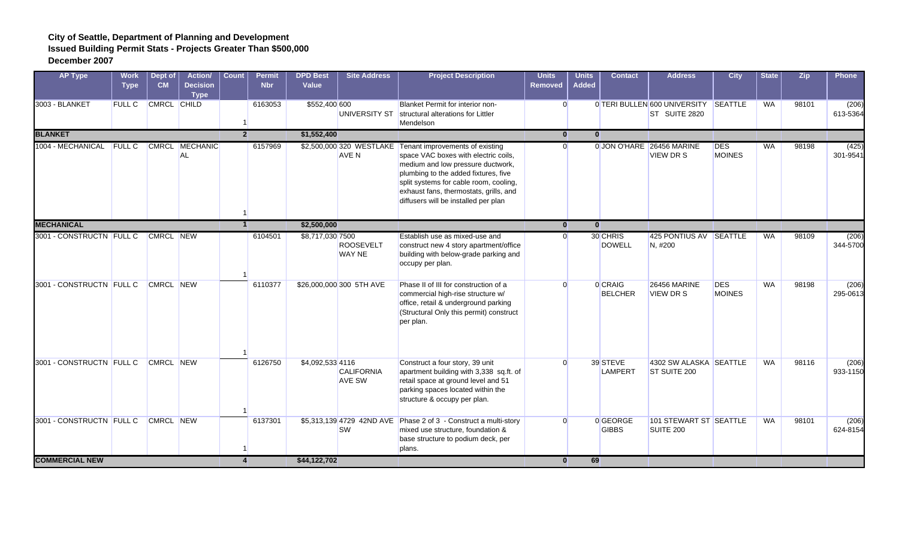**City of Seattle, Department of Planning and Development**
**Issued Building Permit Stats - Projects Greater Than $500,000**
**December 2007**

| AP Type | Work Type | Dept of CM | Action/ Decision Type | Count | Permit Nbr | DPD Best Value | Site Address | Project Description | Units Removed | Units Added | Contact | Address | City | State | Zip | Phone |
|---|---|---|---|---|---|---|---|---|---|---|---|---|---|---|---|---|
| 3003 - BLANKET | FULL C | CMRCL | CHILD | 1 | 6163053 | $552,400 | 600 UNIVERSITY ST | Blanket Permit for interior non-structural alterations for Littler Mendelson | 0 | 0 | TERI BULLEN | 600 UNIVERSITY ST SUITE 2820 | SEATTLE | WA | 98101 | (206) 613-5364 |
| **BLANKET** | | | | **2** | | **$1,552,400** | | | **0** | **0** | | | | | | |
| 1004 - MECHANICAL | FULL C | CMRCL | MECHANICAL | 1 | 6157969 | $2,500,000 | 320 WESTLAKE AVE N | Tenant improvements of existing space VAC boxes with electric coils, medium and low pressure ductwork, plumbing to the added fixtures, five split systems for cable room, cooling, exhaust fans, thermostats, grills, and diffusers will be installed per plan | 0 | 0 | JON O'HARE | 26456 MARINE VIEW DR S | DES MOINES | WA | 98198 | (425) 301-9541 |
| **MECHANICAL** | | | | **1** | | **$2,500,000** | | | **0** | **0** | | | | | | |
| 3001 - CONSTRUCTN | FULL C | CMRCL | NEW | 1 | 6104501 | $8,717,030 | 7500 ROOSEVELT WAY NE | Establish use as mixed-use and construct new 4 story apartment/office building with below-grade parking and occupy per plan. | 0 | 30 | CHRIS DOWELL | 425 PONTIUS AV N, #200 | SEATTLE | WA | 98109 | (206) 344-5700 |
| 3001 - CONSTRUCTN | FULL C | CMRCL | NEW | 1 | 6110377 | $26,000,000 | 300 5TH AVE | Phase II of III for construction of a commercial high-rise structure w/ office, retail & underground parking (Structural Only this permit) construct per plan. | 0 | 0 | CRAIG BELCHER | 26456 MARINE VIEW DR S | DES MOINES | WA | 98198 | (206) 295-0613 |
| 3001 - CONSTRUCTN | FULL C | CMRCL | NEW | 1 | 6126750 | $4,092,533 | 4116 CALIFORNIA AVE SW | Construct a four story, 39 unit apartment building with 3,338 sq.ft. of retail space at ground level and 51 parking spaces located within the structure & occupy per plan. | 0 | 39 | STEVE LAMPERT | 4302 SW ALASKA ST SUITE 200 | SEATTLE | WA | 98116 | (206) 933-1150 |
| 3001 - CONSTRUCTN | FULL C | CMRCL | NEW | 1 | 6137301 | $5,313,139 | 4729 42ND AVE SW | Phase 2 of 3 - Construct a multi-story mixed use structure, foundation & base structure to podium deck, per plans. | 0 | 0 | GEORGE GIBBS | 101 STEWART ST SUITE 200 | SEATTLE | WA | 98101 | (206) 624-8154 |
| **COMMERCIAL NEW** | | | | **4** | | **$44,122,702** | | | **0** | **69** | | | | | | |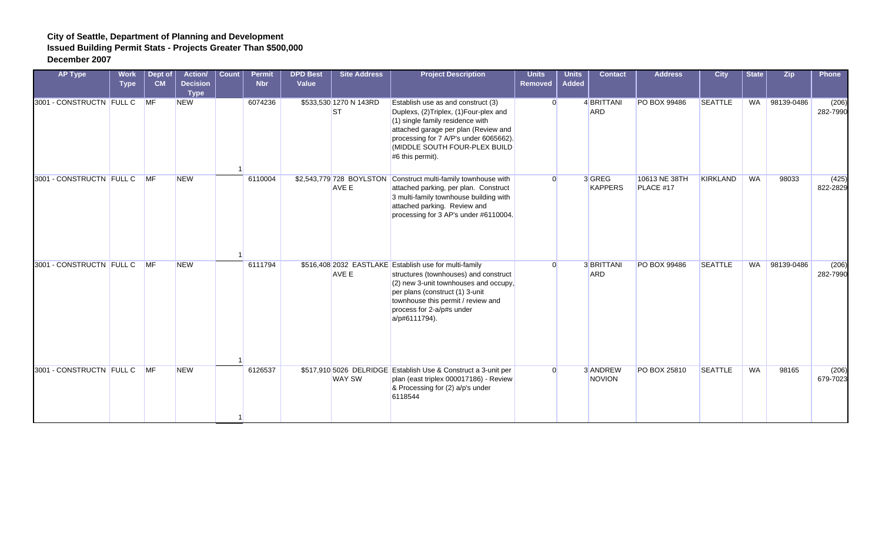**City of Seattle, Department of Planning and Development**
**Issued Building Permit Stats - Projects Greater Than $500,000**
**December 2007**

| AP Type | Work Type | Dept of CM | Action/ Decision Type | Count | Permit Nbr | DPD Best Value | Site Address | Project Description | Units Removed | Units Added | Contact | Address | City | State | Zip | Phone |
|---|---|---|---|---|---|---|---|---|---|---|---|---|---|---|---|---|
| 3001 - CONSTRUCTN | FULL C | MF | NEW | 1 | 6074236 | $533,530 | 1270 N 143RD ST | Establish use as and construct (3) Duplexs, (2)Triplex, (1)Four-plex and (1) single family residence with attached garage per plan (Review and processing for 7 A/P's under 6065662). (MIDDLE SOUTH FOUR-PLEX BUILD #6 this permit). | 0 | 4 | BRITTANI ARD | PO BOX 99486 | SEATTLE | WA | 98139-0486 | (206) 282-7990 |
| 3001 - CONSTRUCTN | FULL C | MF | NEW | 1 | 6110004 | $2,543,779 | 728 BOYLSTON AVE E | Construct multi-family townhouse with attached parking, per plan. Construct 3 multi-family townhouse building with attached parking. Review and processing for 3 AP's under #6110004. | 0 | 3 | GREG KAPPERS | 10613 NE 38TH PLACE #17 | KIRKLAND | WA | 98033 | (425) 822-2829 |
| 3001 - CONSTRUCTN | FULL C | MF | NEW | 1 | 6111794 | $516,408 | 2032 EASTLAKE AVE E | Establish use for multi-family structures (townhouses) and construct (2) new 3-unit townhouses and occupy, per plans (construct (1) 3-unit townhouse this permit / review and process for 2-a/p#s under a/p#6111794). | 0 | 3 | BRITTANI ARD | PO BOX 99486 | SEATTLE | WA | 98139-0486 | (206) 282-7990 |
| 3001 - CONSTRUCTN | FULL C | MF | NEW | 1 | 6126537 | $517,910 | 5026 DELRIDGE WAY SW | Establish Use & Construct a 3-unit per plan (east triplex 000017186) - Review & Processing for (2) a/p's under 6118544 | 0 | 3 | ANDREW NOVION | PO BOX 25810 | SEATTLE | WA | 98165 | (206) 679-7023 |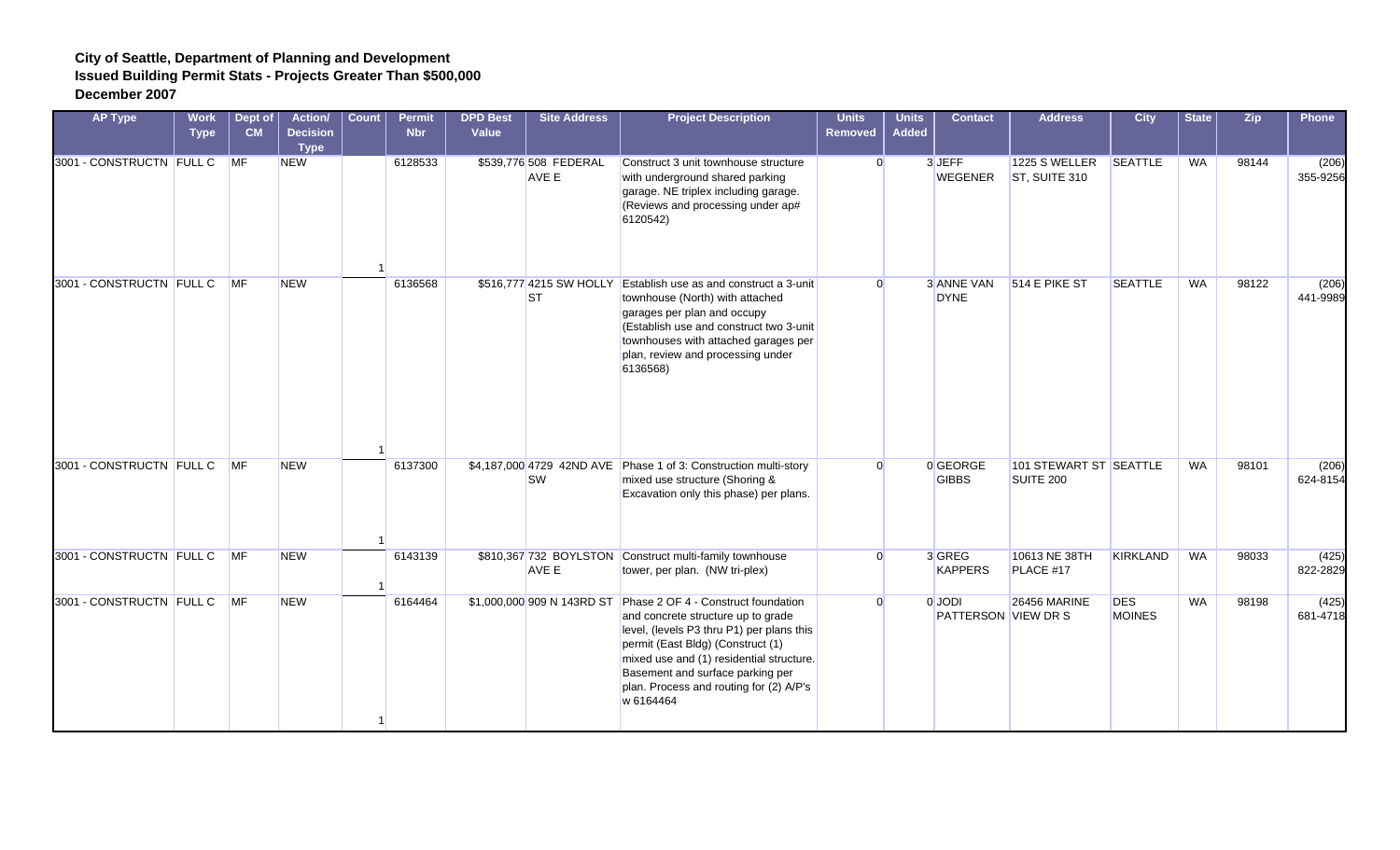**City of Seattle, Department of Planning and Development**
**Issued Building Permit Stats - Projects Greater Than $500,000**
**December 2007**

| AP Type | Work Type | Dept of CM | Action/ Decision Type | Count | Permit Nbr | DPD Best Value | Site Address | Project Description | Units Removed | Units Added | Contact | Address | City | State | Zip | Phone |
|---|---|---|---|---|---|---|---|---|---|---|---|---|---|---|---|---|
| 3001 - CONSTRUCTN | FULL C | MF | NEW | 1 | 6128533 | $539,776 | 508 FEDERAL AVE E | Construct 3 unit townhouse structure with underground shared parking garage. NE triplex including garage. (Reviews and processing under ap# 6120542) | 0 | 3 | JEFF WEGENER | 1225 S WELLER ST, SUITE 310 | SEATTLE | WA | 98144 | (206) 355-9256 |
| 3001 - CONSTRUCTN | FULL C | MF | NEW | 1 | 6136568 | $516,777 | 4215 SW HOLLY ST | Establish use as and construct a 3-unit townhouse (North) with attached garages per plan and occupy (Establish use and construct two 3-unit townhouses with attached garages per plan, review and processing under 6136568) | 0 | 3 | ANNE VAN DYNE | 514 E PIKE ST | SEATTLE | WA | 98122 | (206) 441-9989 |
| 3001 - CONSTRUCTN | FULL C | MF | NEW | 1 | 6137300 | $4,187,000 | 4729 42ND AVE SW | Phase 1 of 3: Construction multi-story mixed use structure (Shoring & Excavation only this phase) per plans. | 0 | 0 | GEORGE GIBBS | 101 STEWART ST SUITE 200 | SEATTLE | WA | 98101 | (206) 624-8154 |
| 3001 - CONSTRUCTN | FULL C | MF | NEW | 1 | 6143139 | $810,367 | 732 BOYLSTON AVE E | Construct multi-family townhouse tower, per plan. (NW tri-plex) | 0 | 3 | GREG KAPPERS | 10613 NE 38TH PLACE #17 | KIRKLAND | WA | 98033 | (425) 822-2829 |
| 3001 - CONSTRUCTN | FULL C | MF | NEW | 1 | 6164464 | $1,000,000 | 909 N 143RD ST | Phase 2 OF 4 - Construct foundation and concrete structure up to grade level, (levels P3 thru P1) per plans this permit (East Bldg) (Construct (1) mixed use and (1) residential structure. Basement and surface parking per plan. Process and routing for (2) A/P's w 6164464 | 0 | 0 | JODI PATTERSON | 26456 MARINE VIEW DR S | DES MOINES | WA | 98198 | (425) 681-4718 |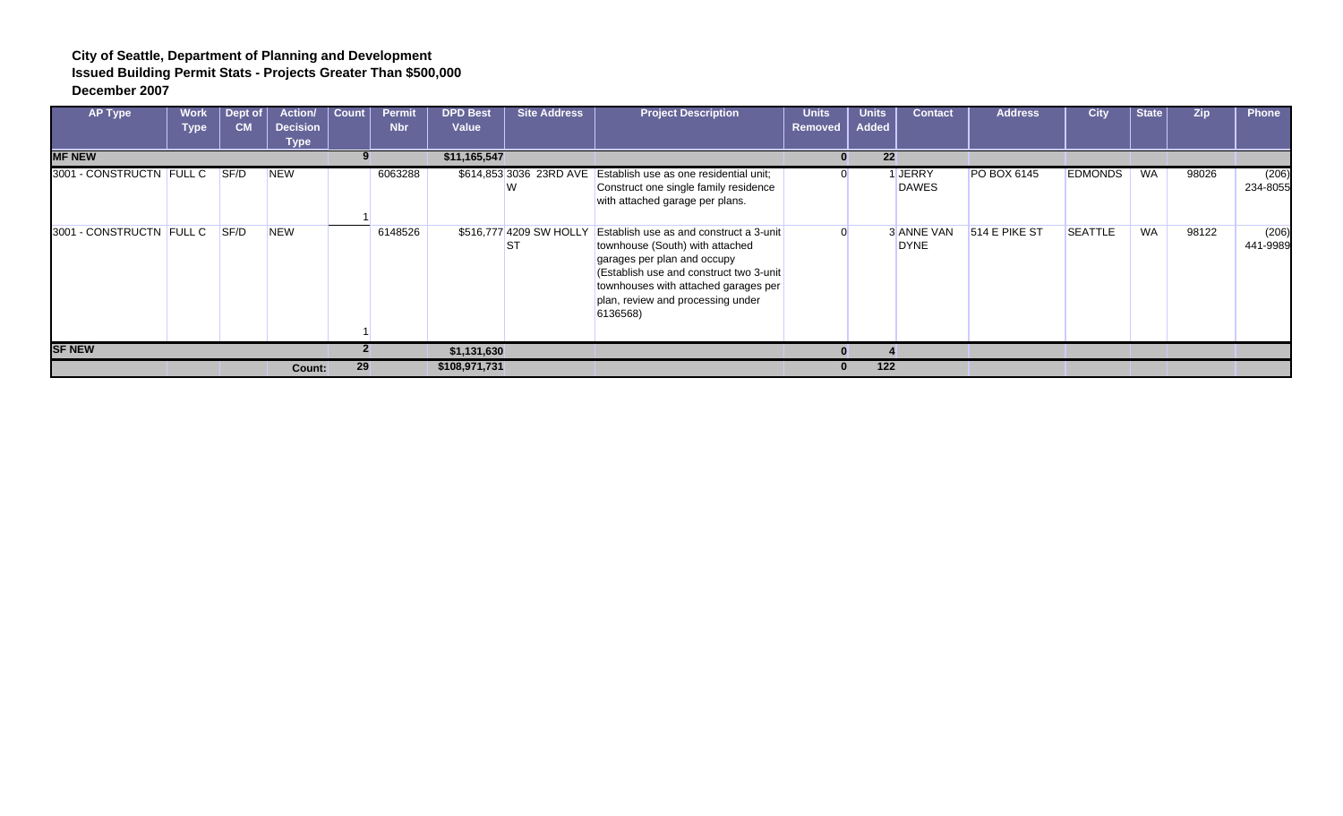**City of Seattle, Department of Planning and Development**
**Issued Building Permit Stats - Projects Greater Than $500,000**
**December 2007**

| AP Type | Work Type | Dept of CM | Action/ Decision Type | Count | Permit Nbr | DPD Best Value | Site Address | Project Description | Units Removed | Units Added | Contact | Address | City | State | Zip | Phone |
|---|---|---|---|---|---|---|---|---|---|---|---|---|---|---|---|---|
| **MF NEW** | | | | **9** | | **$11,165,547** | | | **0** | **22** | | | | | | |
| 3001 - CONSTRUCTN | FULL C | SF/D | NEW | 1 | 6063288 | $614,853 | 3036 23RD AVE W | Establish use as one residential unit; Construct one single family residence with attached garage per plans. | 0 | 1 | JERRY DAWES | PO BOX 6145 | EDMONDS | WA | 98026 | (206) 234-8055 |
| 3001 - CONSTRUCTN | FULL C | SF/D | NEW | 1 | 6148526 | $516,777 | 4209 SW HOLLY ST | Establish use as and construct a 3-unit townhouse (South) with attached garages per plan and occupy (Establish use and construct two 3-unit townhouses with attached garages per plan, review and processing under 6136568) | 0 | 3 | ANNE VAN DYNE | 514 E PIKE ST | SEATTLE | WA | 98122 | (206) 441-9989 |
| **SF NEW** | | | | **2** | | **$1,131,630** | | | **0** | **4** | | | | | | |
| | | | **Count:** | **29** | | **$108,971,731** | | | **0** | **122** | | | | | | |